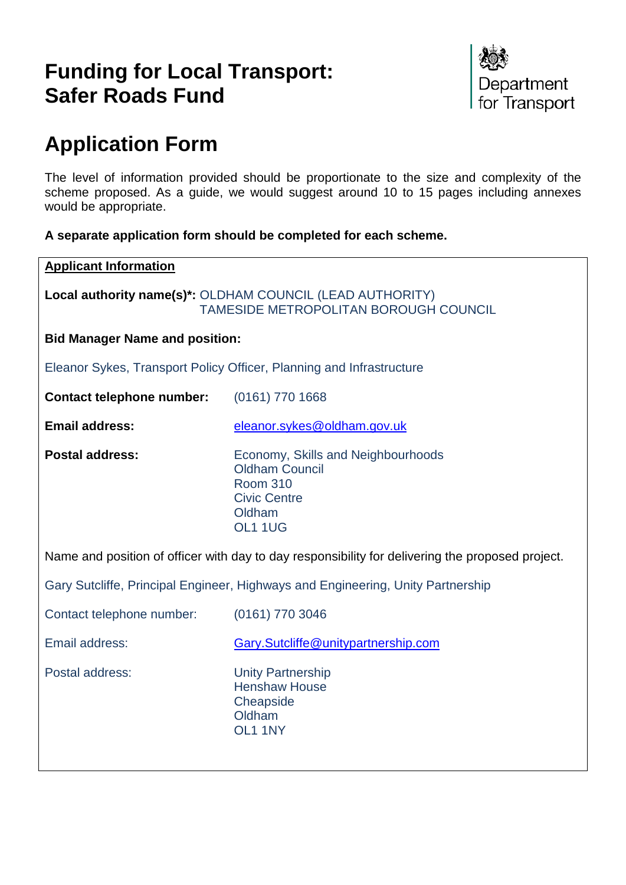# Funding for Local Transport: Safer Roads Fund

Department for Transport

# Application Form

The level of information provided should be proportionate to the size and complexity of the scheme proposed. As a guide, we would suggest around 10 to 15 pages including annexes would be appropriate.

**A separate application form should be completed for each scheme.**

**Applicant Information**

**Local authority name(s)*:** OLDHAM COUNCIL (LEAD AUTHORITY)
TAMESIDE METROPOLITAN BOROUGH COUNCIL

**Bid Manager Name and position:**

Eleanor Sykes, Transport Policy Officer, Planning and Infrastructure

**Contact telephone number:** (0161) 770 1668

**Email address:** eleanor.sykes@oldham.gov.uk

**Postal address:**
Economy, Skills and Neighbourhoods
Oldham Council
Room 310
Civic Centre
Oldham
OL1 1UG

Name and position of officer with day to day responsibility for delivering the proposed project.

Gary Sutcliffe, Principal Engineer, Highways and Engineering, Unity Partnership

Contact telephone number: (0161) 770 3046

Email address: Gary.Sutcliffe@unitypartnership.com

Postal address:
Unity Partnership
Henshaw House
Cheapside
Oldham
OL1 1NY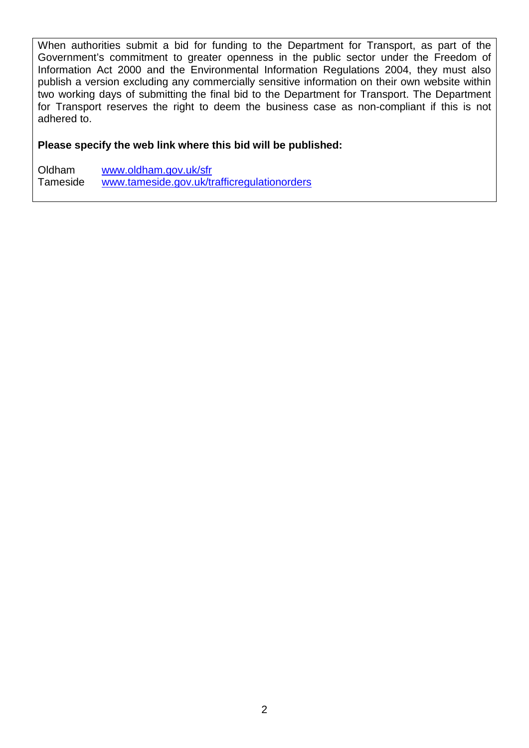When authorities submit a bid for funding to the Department for Transport, as part of the Government's commitment to greater openness in the public sector under the Freedom of Information Act 2000 and the Environmental Information Regulations 2004, they must also publish a version excluding any commercially sensitive information on their own website within two working days of submitting the final bid to the Department for Transport. The Department for Transport reserves the right to deem the business case as non-compliant if this is not adhered to.

**Please specify the web link where this bid will be published:**

Oldham www.oldham.gov.uk/sfr
Tameside www.tameside.gov.uk/trafficregulationorders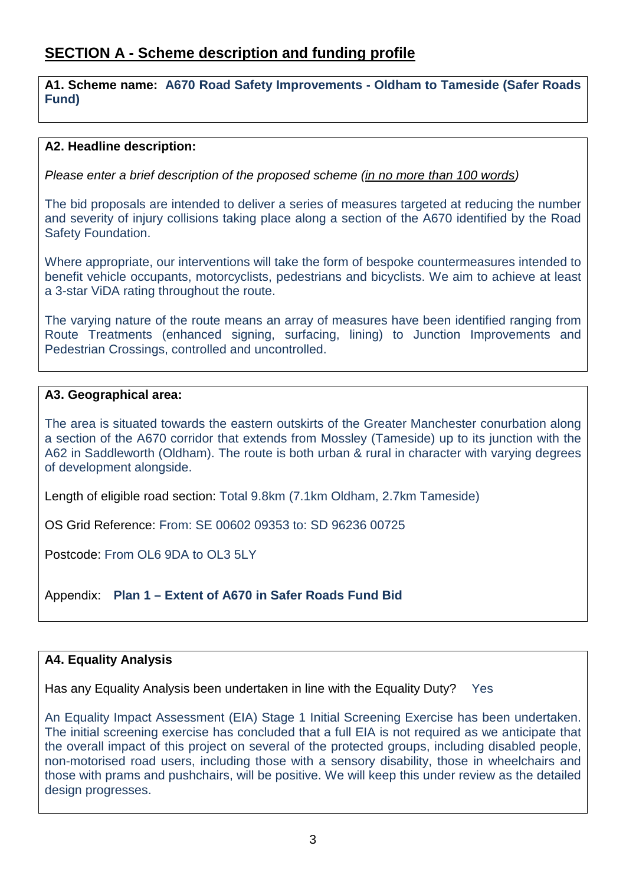## SECTION A - Scheme description and funding profile

**A1. Scheme name: A670 Road Safety Improvements - Oldham to Tameside (Safer Roads Fund)**

**A2. Headline description:**

*Please enter a brief description of the proposed scheme (<u>in no more than 100 words</u>)*

The bid proposals are intended to deliver a series of measures targeted at reducing the number and severity of injury collisions taking place along a section of the A670 identified by the Road Safety Foundation.

Where appropriate, our interventions will take the form of bespoke countermeasures intended to benefit vehicle occupants, motorcyclists, pedestrians and bicyclists. We aim to achieve at least a 3-star ViDA rating throughout the route.

The varying nature of the route means an array of measures have been identified ranging from Route Treatments (enhanced signing, surfacing, lining) to Junction Improvements and Pedestrian Crossings, controlled and uncontrolled.

**A3. Geographical area:**

The area is situated towards the eastern outskirts of the Greater Manchester conurbation along a section of the A670 corridor that extends from Mossley (Tameside) up to its junction with the A62 in Saddleworth (Oldham). The route is both urban & rural in character with varying degrees of development alongside.

Length of eligible road section: Total 9.8km (7.1km Oldham, 2.7km Tameside)

OS Grid Reference: From: SE 00602 09353 to: SD 96236 00725

Postcode: From OL6 9DA to OL3 5LY

Appendix: **Plan 1 – Extent of A670 in Safer Roads Fund Bid**

**A4. Equality Analysis**

Has any Equality Analysis been undertaken in line with the Equality Duty? Yes

An Equality Impact Assessment (EIA) Stage 1 Initial Screening Exercise has been undertaken. The initial screening exercise has concluded that a full EIA is not required as we anticipate that the overall impact of this project on several of the protected groups, including disabled people, non-motorised road users, including those with a sensory disability, those in wheelchairs and those with prams and pushchairs, will be positive. We will keep this under review as the detailed design progresses.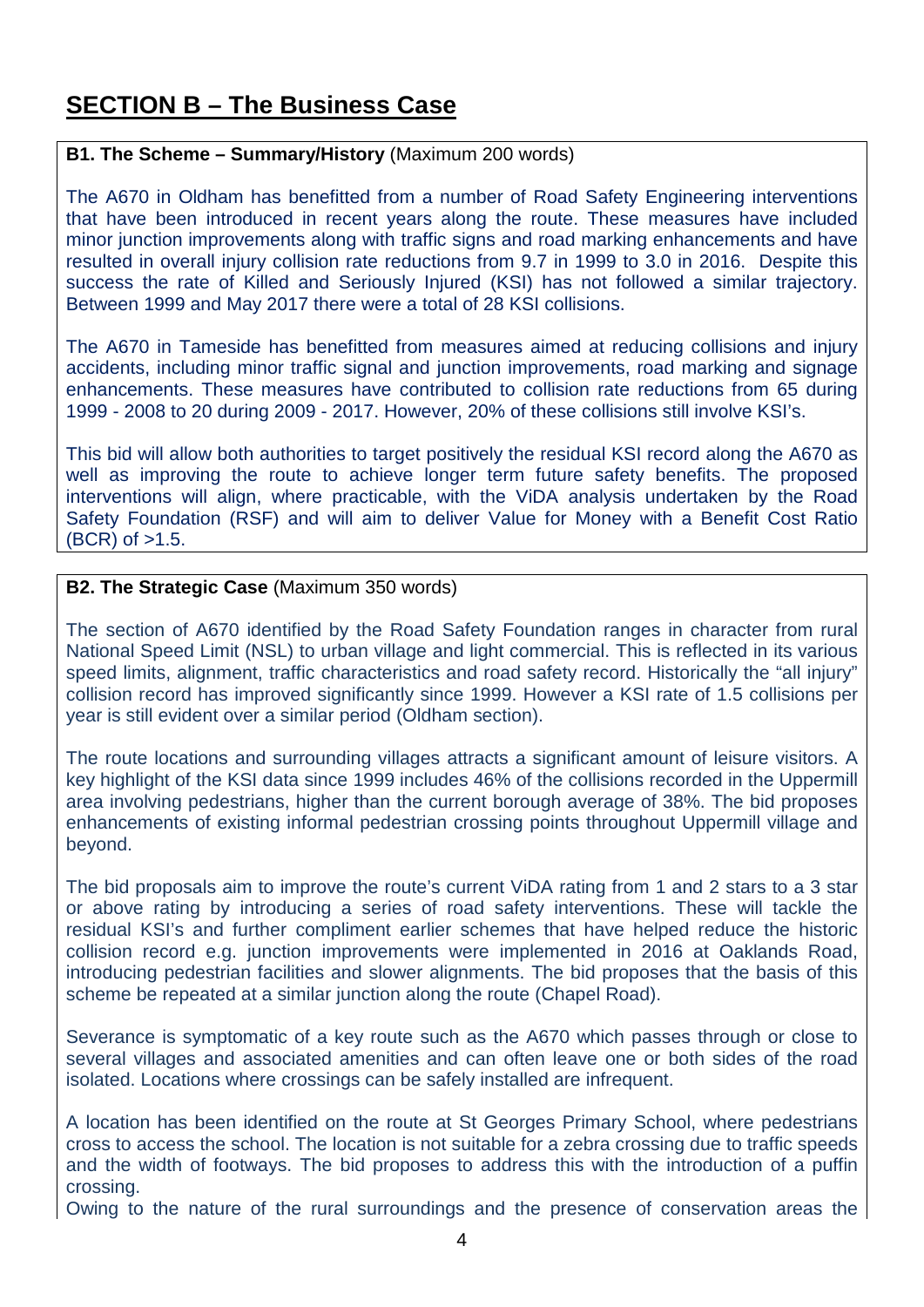# SECTION B – The Business Case

**B1. The Scheme – Summary/History** (Maximum 200 words)

The A670 in Oldham has benefitted from a number of Road Safety Engineering interventions that have been introduced in recent years along the route. These measures have included minor junction improvements along with traffic signs and road marking enhancements and have resulted in overall injury collision rate reductions from 9.7 in 1999 to 3.0 in 2016. Despite this success the rate of Killed and Seriously Injured (KSI) has not followed a similar trajectory. Between 1999 and May 2017 there were a total of 28 KSI collisions.

The A670 in Tameside has benefitted from measures aimed at reducing collisions and injury accidents, including minor traffic signal and junction improvements, road marking and signage enhancements. These measures have contributed to collision rate reductions from 65 during 1999 - 2008 to 20 during 2009 - 2017. However, 20% of these collisions still involve KSI's.

This bid will allow both authorities to target positively the residual KSI record along the A670 as well as improving the route to achieve longer term future safety benefits. The proposed interventions will align, where practicable, with the ViDA analysis undertaken by the Road Safety Foundation (RSF) and will aim to deliver Value for Money with a Benefit Cost Ratio (BCR) of >1.5.

**B2. The Strategic Case** (Maximum 350 words)

The section of A670 identified by the Road Safety Foundation ranges in character from rural National Speed Limit (NSL) to urban village and light commercial. This is reflected in its various speed limits, alignment, traffic characteristics and road safety record. Historically the "all injury" collision record has improved significantly since 1999. However a KSI rate of 1.5 collisions per year is still evident over a similar period (Oldham section).

The route locations and surrounding villages attracts a significant amount of leisure visitors. A key highlight of the KSI data since 1999 includes 46% of the collisions recorded in the Uppermill area involving pedestrians, higher than the current borough average of 38%. The bid proposes enhancements of existing informal pedestrian crossing points throughout Uppermill village and beyond.

The bid proposals aim to improve the route's current ViDA rating from 1 and 2 stars to a 3 star or above rating by introducing a series of road safety interventions. These will tackle the residual KSI's and further compliment earlier schemes that have helped reduce the historic collision record e.g. junction improvements were implemented in 2016 at Oaklands Road, introducing pedestrian facilities and slower alignments. The bid proposes that the basis of this scheme be repeated at a similar junction along the route (Chapel Road).

Severance is symptomatic of a key route such as the A670 which passes through or close to several villages and associated amenities and can often leave one or both sides of the road isolated. Locations where crossings can be safely installed are infrequent.

A location has been identified on the route at St Georges Primary School, where pedestrians cross to access the school. The location is not suitable for a zebra crossing due to traffic speeds and the width of footways. The bid proposes to address this with the introduction of a puffin crossing.

Owing to the nature of the rural surroundings and the presence of conservation areas the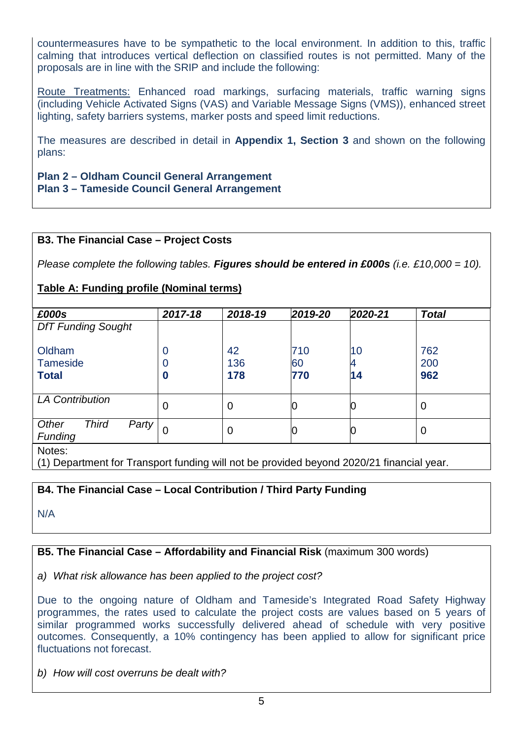countermeasures have to be sympathetic to the local environment. In addition to this, traffic calming that introduces vertical deflection on classified routes is not permitted. Many of the proposals are in line with the SRIP and include the following:

Route Treatments: Enhanced road markings, surfacing materials, traffic warning signs (including Vehicle Activated Signs (VAS) and Variable Message Signs (VMS)), enhanced street lighting, safety barriers systems, marker posts and speed limit reductions.

The measures are described in detail in **Appendix 1, Section 3** and shown on the following plans:

**Plan 2 – Oldham Council General Arrangement**
**Plan 3 – Tameside Council General Arrangement**

### B3. The Financial Case – Project Costs

*Please complete the following tables.* ***Figures should be entered in £000s*** *(i.e. £10,000 = 10).*

**Table A: Funding profile (Nominal terms)**

| *£000s* | *2017-18* | *2018-19* | *2019-20* | *2020-21* | *Total* |
|---|---|---|---|---|---|
| *DfT Funding Sought* | | | | | |
| Oldham | 0 | 42 | 710 | 10 | 762 |
| Tameside | 0 | 136 | 60 | 4 | 200 |
| **Total** | **0** | **178** | **770** | **14** | **962** |
| *LA Contribution* | 0 | 0 | 0 | 0 | 0 |
| *Other Third Party Funding* | 0 | 0 | 0 | 0 | 0 |

Notes:
(1) Department for Transport funding will not be provided beyond 2020/21 financial year.

### B4. The Financial Case – Local Contribution / Third Party Funding

N/A

### B5. The Financial Case – Affordability and Financial Risk (maximum 300 words)

*a) What risk allowance has been applied to the project cost?*

Due to the ongoing nature of Oldham and Tameside's Integrated Road Safety Highway programmes, the rates used to calculate the project costs are values based on 5 years of similar programmed works successfully delivered ahead of schedule with very positive outcomes. Consequently, a 10% contingency has been applied to allow for significant price fluctuations not forecast.

*b) How will cost overruns be dealt with?*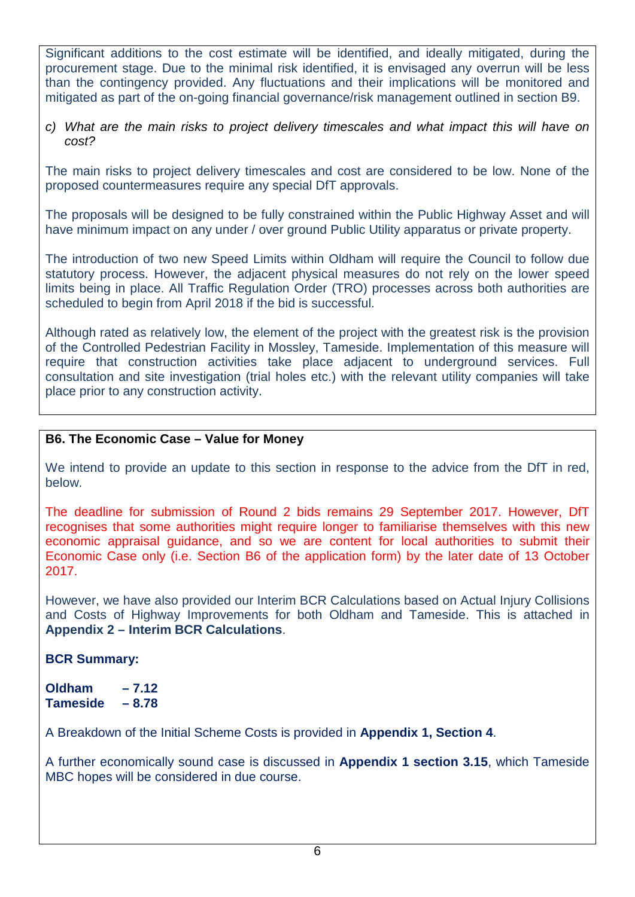Significant additions to the cost estimate will be identified, and ideally mitigated, during the procurement stage. Due to the minimal risk identified, it is envisaged any overrun will be less than the contingency provided. Any fluctuations and their implications will be monitored and mitigated as part of the on-going financial governance/risk management outlined in section B9.

*c) What are the main risks to project delivery timescales and what impact this will have on cost?*

The main risks to project delivery timescales and cost are considered to be low. None of the proposed countermeasures require any special DfT approvals.

The proposals will be designed to be fully constrained within the Public Highway Asset and will have minimum impact on any under / over ground Public Utility apparatus or private property.

The introduction of two new Speed Limits within Oldham will require the Council to follow due statutory process. However, the adjacent physical measures do not rely on the lower speed limits being in place. All Traffic Regulation Order (TRO) processes across both authorities are scheduled to begin from April 2018 if the bid is successful.

Although rated as relatively low, the element of the project with the greatest risk is the provision of the Controlled Pedestrian Facility in Mossley, Tameside. Implementation of this measure will require that construction activities take place adjacent to underground services. Full consultation and site investigation (trial holes etc.) with the relevant utility companies will take place prior to any construction activity.

## B6. The Economic Case – Value for Money

We intend to provide an update to this section in response to the advice from the DfT in red, below.

The deadline for submission of Round 2 bids remains 29 September 2017. However, DfT recognises that some authorities might require longer to familiarise themselves with this new economic appraisal guidance, and so we are content for local authorities to submit their Economic Case only (i.e. Section B6 of the application form) by the later date of 13 October 2017.

However, we have also provided our Interim BCR Calculations based on Actual Injury Collisions and Costs of Highway Improvements for both Oldham and Tameside. This is attached in **Appendix 2 – Interim BCR Calculations**.

**BCR Summary:**

**Oldham – 7.12**
**Tameside – 8.78**

A Breakdown of the Initial Scheme Costs is provided in **Appendix 1, Section 4**.

A further economically sound case is discussed in **Appendix 1 section 3.15**, which Tameside MBC hopes will be considered in due course.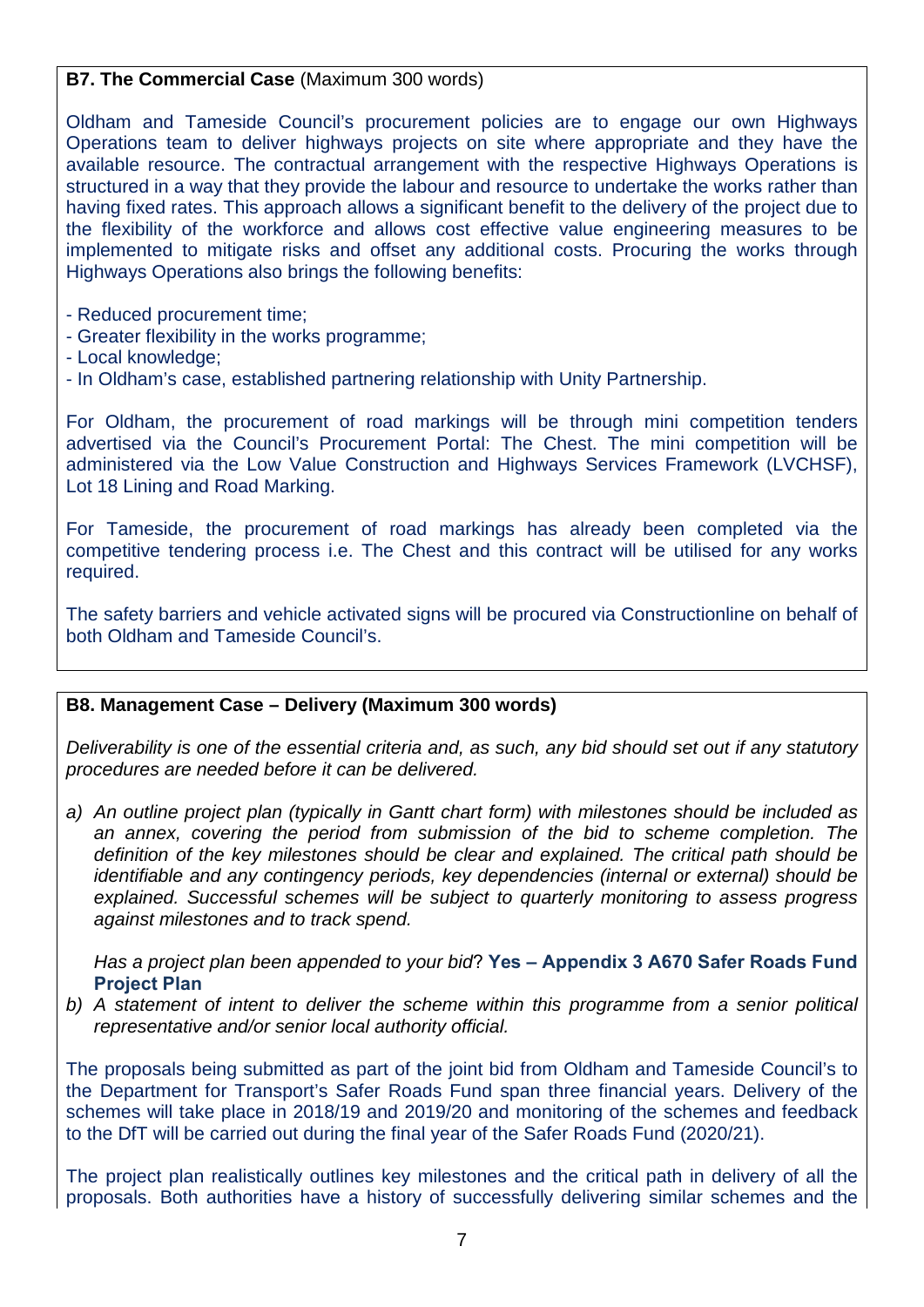**B7. The Commercial Case** (Maximum 300 words)

Oldham and Tameside Council's procurement policies are to engage our own Highways Operations team to deliver highways projects on site where appropriate and they have the available resource. The contractual arrangement with the respective Highways Operations is structured in a way that they provide the labour and resource to undertake the works rather than having fixed rates. This approach allows a significant benefit to the delivery of the project due to the flexibility of the workforce and allows cost effective value engineering measures to be implemented to mitigate risks and offset any additional costs. Procuring the works through Highways Operations also brings the following benefits:

- Reduced procurement time;
- Greater flexibility in the works programme;
- Local knowledge;
- In Oldham's case, established partnering relationship with Unity Partnership.

For Oldham, the procurement of road markings will be through mini competition tenders advertised via the Council's Procurement Portal: The Chest. The mini competition will be administered via the Low Value Construction and Highways Services Framework (LVCHSF), Lot 18 Lining and Road Marking.

For Tameside, the procurement of road markings has already been completed via the competitive tendering process i.e. The Chest and this contract will be utilised for any works required.

The safety barriers and vehicle activated signs will be procured via Constructionline on behalf of both Oldham and Tameside Council's.

**B8. Management Case – Delivery (Maximum 300 words)**

*Deliverability is one of the essential criteria and, as such, any bid should set out if any statutory procedures are needed before it can be delivered.*

a) *An outline project plan (typically in Gantt chart form) with milestones should be included as an annex, covering the period from submission of the bid to scheme completion. The definition of the key milestones should be clear and explained. The critical path should be identifiable and any contingency periods, key dependencies (internal or external) should be explained. Successful schemes will be subject to quarterly monitoring to assess progress against milestones and to track spend.*

   *Has a project plan been appended to your bid*? **Yes – Appendix 3 A670 Safer Roads Fund Project Plan**

b) *A statement of intent to deliver the scheme within this programme from a senior political representative and/or senior local authority official.*

The proposals being submitted as part of the joint bid from Oldham and Tameside Council's to the Department for Transport's Safer Roads Fund span three financial years. Delivery of the schemes will take place in 2018/19 and 2019/20 and monitoring of the schemes and feedback to the DfT will be carried out during the final year of the Safer Roads Fund (2020/21).

The project plan realistically outlines key milestones and the critical path in delivery of all the proposals. Both authorities have a history of successfully delivering similar schemes and the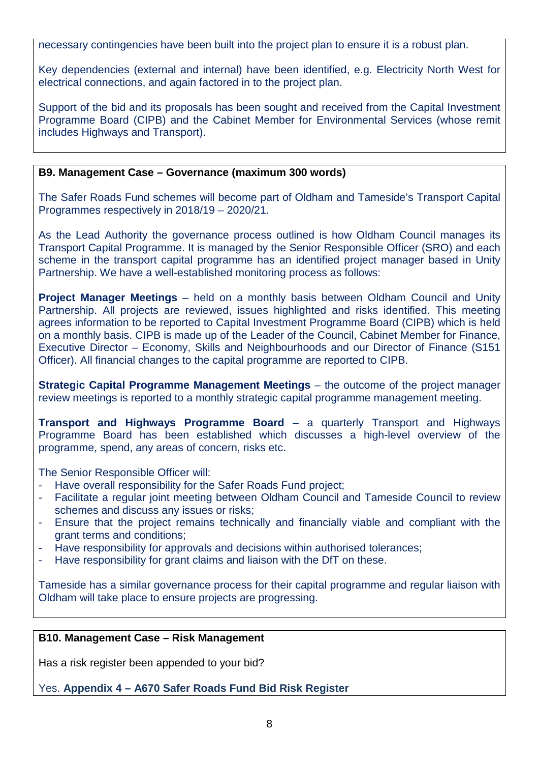necessary contingencies have been built into the project plan to ensure it is a robust plan.

Key dependencies (external and internal) have been identified, e.g. Electricity North West for electrical connections, and again factored in to the project plan.

Support of the bid and its proposals has been sought and received from the Capital Investment Programme Board (CIPB) and the Cabinet Member for Environmental Services (whose remit includes Highways and Transport).

### B9. Management Case – Governance (maximum 300 words)

The Safer Roads Fund schemes will become part of Oldham and Tameside's Transport Capital Programmes respectively in 2018/19 – 2020/21.

As the Lead Authority the governance process outlined is how Oldham Council manages its Transport Capital Programme. It is managed by the Senior Responsible Officer (SRO) and each scheme in the transport capital programme has an identified project manager based in Unity Partnership. We have a well-established monitoring process as follows:

**Project Manager Meetings** – held on a monthly basis between Oldham Council and Unity Partnership. All projects are reviewed, issues highlighted and risks identified. This meeting agrees information to be reported to Capital Investment Programme Board (CIPB) which is held on a monthly basis. CIPB is made up of the Leader of the Council, Cabinet Member for Finance, Executive Director – Economy, Skills and Neighbourhoods and our Director of Finance (S151 Officer). All financial changes to the capital programme are reported to CIPB.

**Strategic Capital Programme Management Meetings** – the outcome of the project manager review meetings is reported to a monthly strategic capital programme management meeting.

**Transport and Highways Programme Board** – a quarterly Transport and Highways Programme Board has been established which discusses a high-level overview of the programme, spend, any areas of concern, risks etc.

The Senior Responsible Officer will:

- Have overall responsibility for the Safer Roads Fund project;
- Facilitate a regular joint meeting between Oldham Council and Tameside Council to review schemes and discuss any issues or risks;
- Ensure that the project remains technically and financially viable and compliant with the grant terms and conditions;
- Have responsibility for approvals and decisions within authorised tolerances;
- Have responsibility for grant claims and liaison with the DfT on these.

Tameside has a similar governance process for their capital programme and regular liaison with Oldham will take place to ensure projects are progressing.

### B10. Management Case – Risk Management

Has a risk register been appended to your bid?

Yes. **Appendix 4 – A670 Safer Roads Fund Bid Risk Register**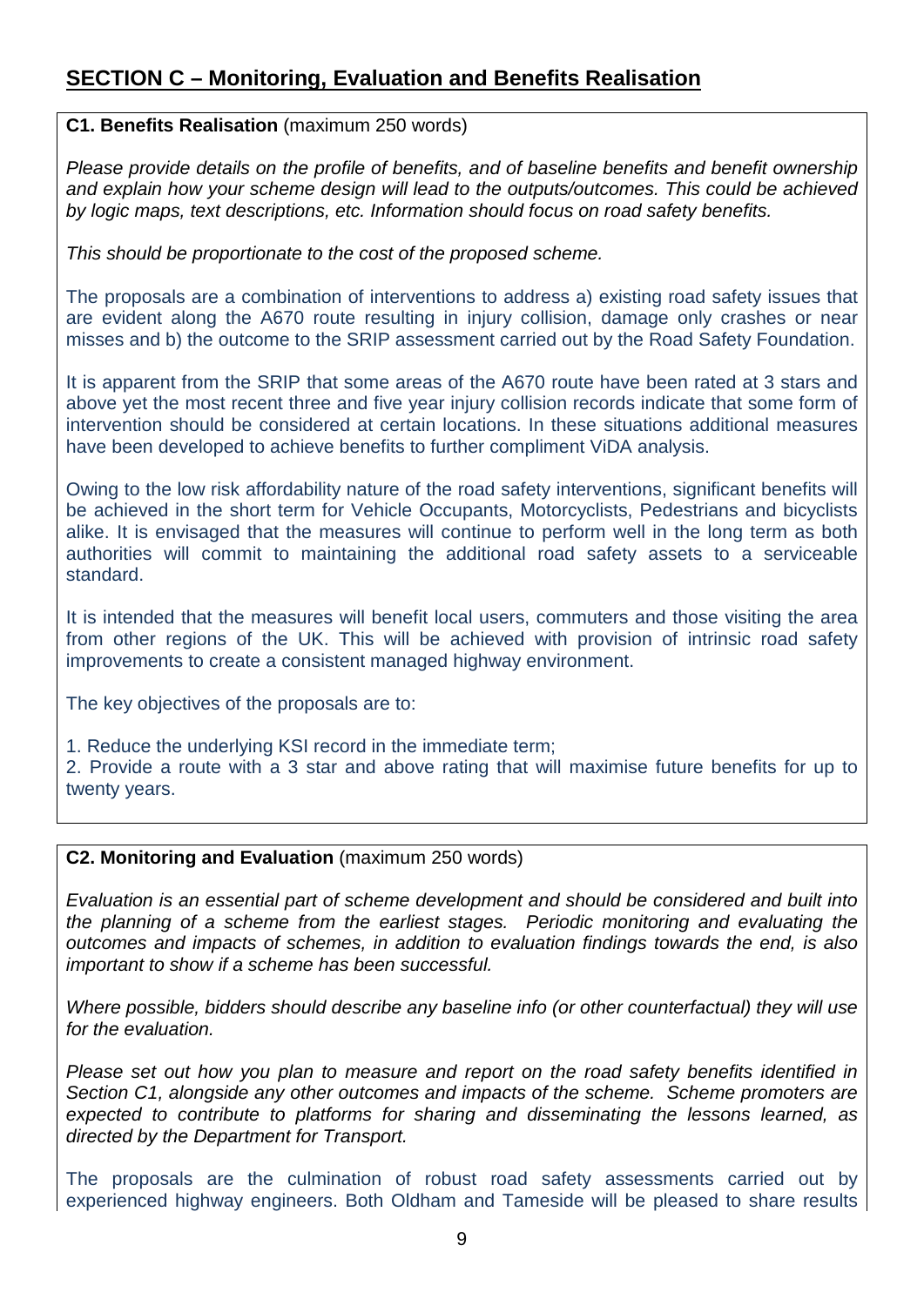## SECTION C – Monitoring, Evaluation and Benefits Realisation

**C1. Benefits Realisation** (maximum 250 words)

*Please provide details on the profile of benefits, and of baseline benefits and benefit ownership and explain how your scheme design will lead to the outputs/outcomes. This could be achieved by logic maps, text descriptions, etc. Information should focus on road safety benefits.*

*This should be proportionate to the cost of the proposed scheme.*

The proposals are a combination of interventions to address a) existing road safety issues that are evident along the A670 route resulting in injury collision, damage only crashes or near misses and b) the outcome to the SRIP assessment carried out by the Road Safety Foundation.

It is apparent from the SRIP that some areas of the A670 route have been rated at 3 stars and above yet the most recent three and five year injury collision records indicate that some form of intervention should be considered at certain locations. In these situations additional measures have been developed to achieve benefits to further compliment ViDA analysis.

Owing to the low risk affordability nature of the road safety interventions, significant benefits will be achieved in the short term for Vehicle Occupants, Motorcyclists, Pedestrians and bicyclists alike. It is envisaged that the measures will continue to perform well in the long term as both authorities will commit to maintaining the additional road safety assets to a serviceable standard.

It is intended that the measures will benefit local users, commuters and those visiting the area from other regions of the UK. This will be achieved with provision of intrinsic road safety improvements to create a consistent managed highway environment.

The key objectives of the proposals are to:

1. Reduce the underlying KSI record in the immediate term;
2. Provide a route with a 3 star and above rating that will maximise future benefits for up to twenty years.

**C2. Monitoring and Evaluation** (maximum 250 words)

*Evaluation is an essential part of scheme development and should be considered and built into the planning of a scheme from the earliest stages. Periodic monitoring and evaluating the outcomes and impacts of schemes, in addition to evaluation findings towards the end, is also important to show if a scheme has been successful.*

*Where possible, bidders should describe any baseline info (or other counterfactual) they will use for the evaluation.*

*Please set out how you plan to measure and report on the road safety benefits identified in Section C1, alongside any other outcomes and impacts of the scheme. Scheme promoters are expected to contribute to platforms for sharing and disseminating the lessons learned, as directed by the Department for Transport.*

The proposals are the culmination of robust road safety assessments carried out by experienced highway engineers. Both Oldham and Tameside will be pleased to share results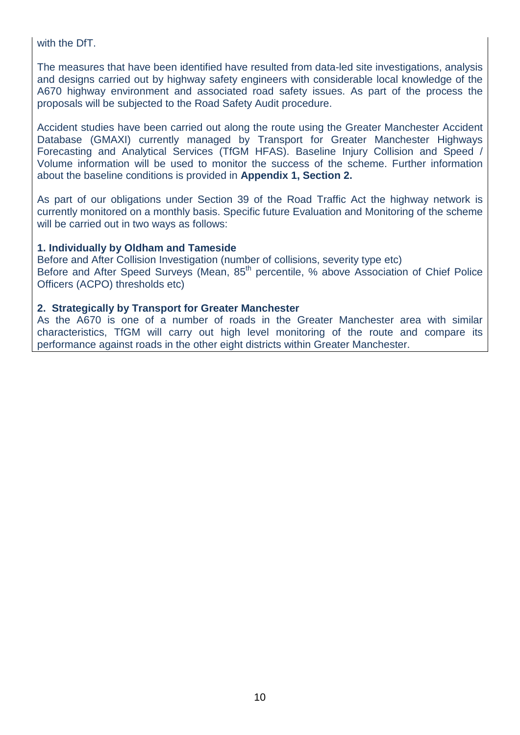with the DfT.

The measures that have been identified have resulted from data-led site investigations, analysis and designs carried out by highway safety engineers with considerable local knowledge of the A670 highway environment and associated road safety issues. As part of the process the proposals will be subjected to the Road Safety Audit procedure.

Accident studies have been carried out along the route using the Greater Manchester Accident Database (GMAXI) currently managed by Transport for Greater Manchester Highways Forecasting and Analytical Services (TfGM HFAS). Baseline Injury Collision and Speed / Volume information will be used to monitor the success of the scheme. Further information about the baseline conditions is provided in **Appendix 1, Section 2.**

As part of our obligations under Section 39 of the Road Traffic Act the highway network is currently monitored on a monthly basis. Specific future Evaluation and Monitoring of the scheme will be carried out in two ways as follows:

**1. Individually by Oldham and Tameside**

Before and After Collision Investigation (number of collisions, severity type etc)
Before and After Speed Surveys (Mean, 85$^{th}$ percentile, % above Association of Chief Police Officers (ACPO) thresholds etc)

**2. Strategically by Transport for Greater Manchester**

As the A670 is one of a number of roads in the Greater Manchester area with similar characteristics, TfGM will carry out high level monitoring of the route and compare its performance against roads in the other eight districts within Greater Manchester.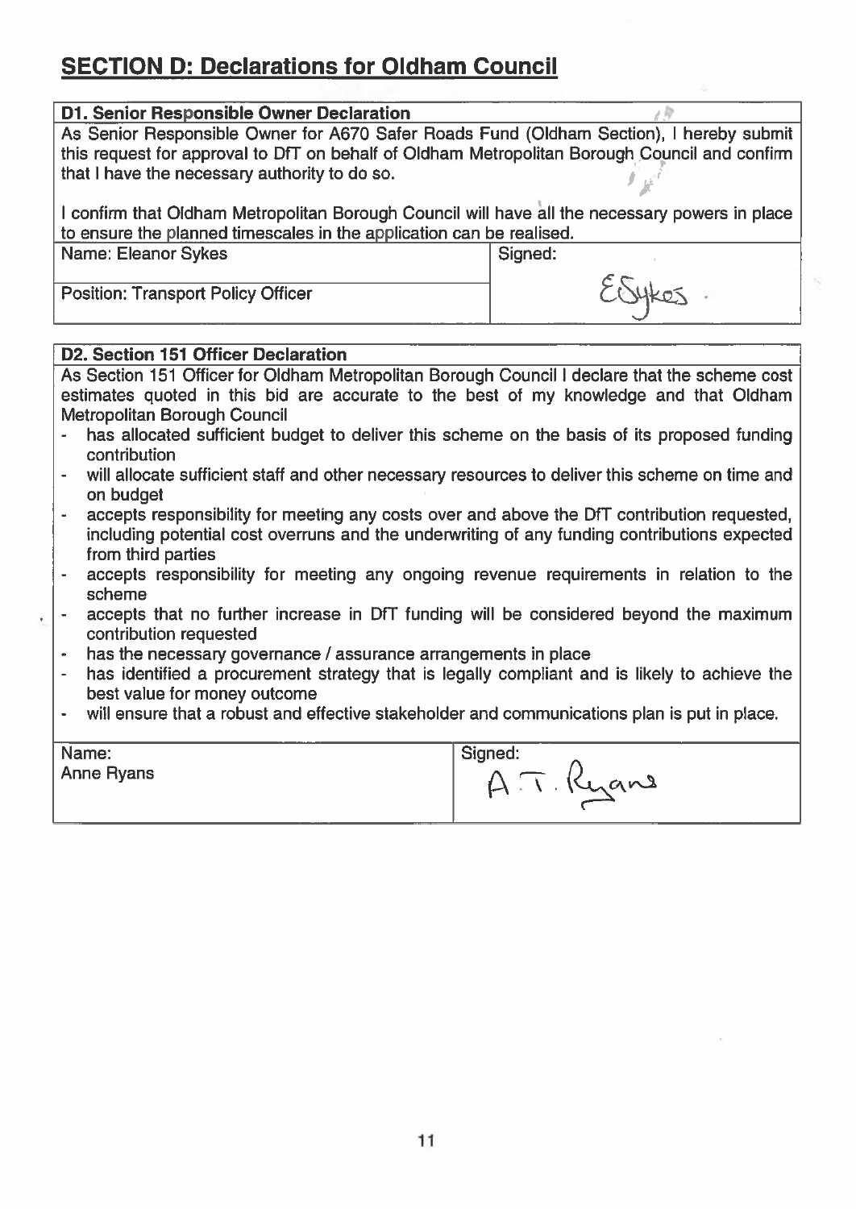## SECTION D: Declarations for Oldham Council

| D1. Senior Responsible Owner Declaration | |
|---|---|
| As Senior Responsible Owner for A670 Safer Roads Fund (Oldham Section), I hereby submit this request for approval to DfT on behalf of Oldham Metropolitan Borough Council and confirm that I have the necessary authority to do so.<br><br>I confirm that Oldham Metropolitan Borough Council will have all the necessary powers in place to ensure the planned timescales in the application can be realised. | |
| Name: Eleanor Sykes | Signed: E Sykes |
| Position: Transport Policy Officer | |

| D2. Section 151 Officer Declaration | |
|---|---|
| As Section 151 Officer for Oldham Metropolitan Borough Council I declare that the scheme cost estimates quoted in this bid are accurate to the best of my knowledge and that Oldham Metropolitan Borough Council<br>- has allocated sufficient budget to deliver this scheme on the basis of its proposed funding contribution<br>- will allocate sufficient staff and other necessary resources to deliver this scheme on time and on budget<br>- accepts responsibility for meeting any costs over and above the DfT contribution requested, including potential cost overruns and the underwriting of any funding contributions expected from third parties<br>- accepts responsibility for meeting any ongoing revenue requirements in relation to the scheme<br>- accepts that no further increase in DfT funding will be considered beyond the maximum contribution requested<br>- has the necessary governance / assurance arrangements in place<br>- has identified a procurement strategy that is legally compliant and is likely to achieve the best value for money outcome<br>- will ensure that a robust and effective stakeholder and communications plan is put in place. | |
| Name:<br>Anne Ryans | Signed: A.T. Ryans |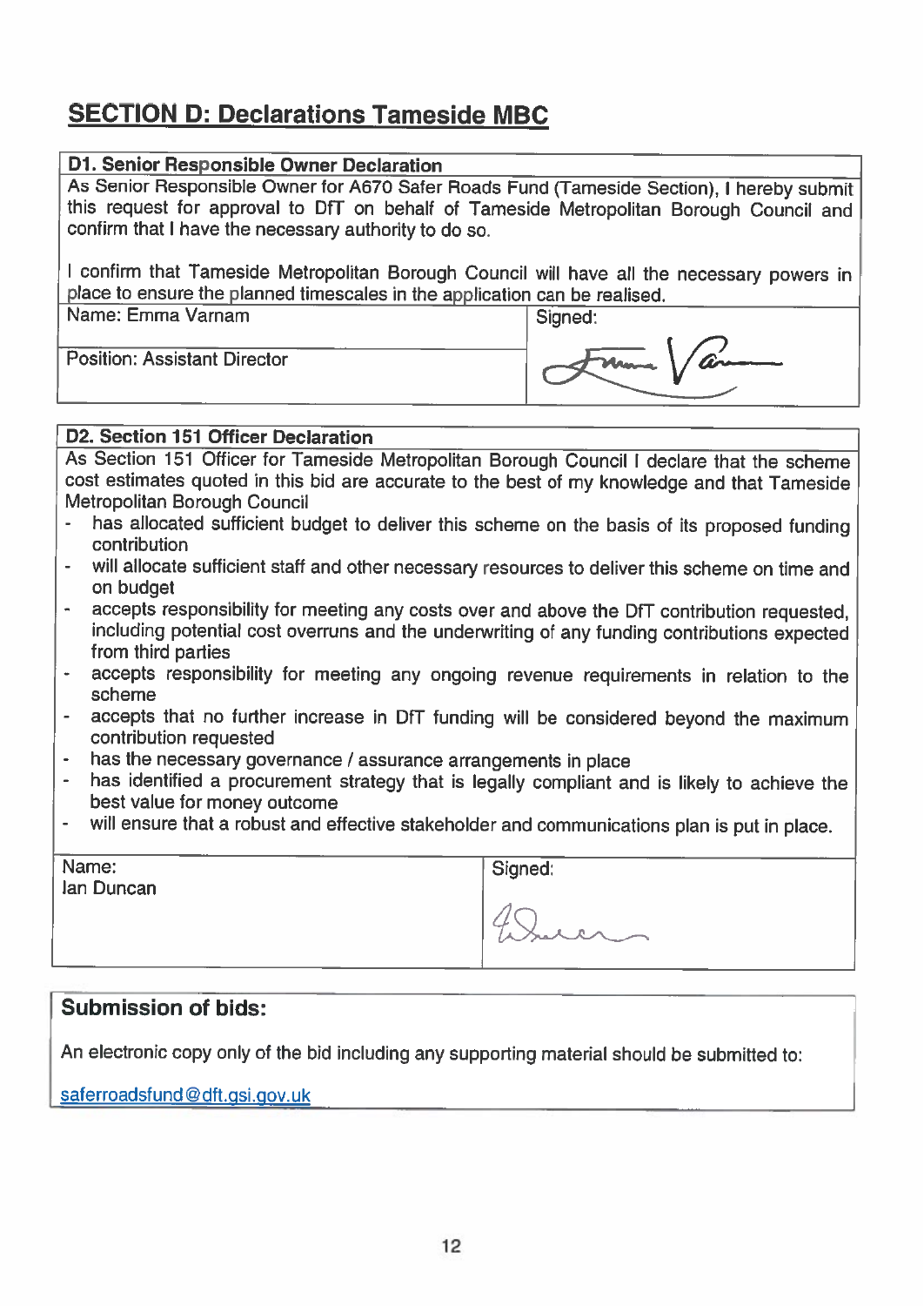## SECTION D: Declarations Tameside MBC

**D1. Senior Responsible Owner Declaration**

As Senior Responsible Owner for A670 Safer Roads Fund (Tameside Section), I hereby submit this request for approval to DfT on behalf of Tameside Metropolitan Borough Council and confirm that I have the necessary authority to do so.

I confirm that Tameside Metropolitan Borough Council will have all the necessary powers in place to ensure the planned timescales in the application can be realised.

| | |
|---|---|
| Name: Emma Varnam | Signed: |
| Position: Assistant Director | |

**D2. Section 151 Officer Declaration**

As Section 151 Officer for Tameside Metropolitan Borough Council I declare that the scheme cost estimates quoted in this bid are accurate to the best of my knowledge and that Tameside Metropolitan Borough Council

- has allocated sufficient budget to deliver this scheme on the basis of its proposed funding contribution
- will allocate sufficient staff and other necessary resources to deliver this scheme on time and on budget
- accepts responsibility for meeting any costs over and above the DfT contribution requested, including potential cost overruns and the underwriting of any funding contributions expected from third parties
- accepts responsibility for meeting any ongoing revenue requirements in relation to the scheme
- accepts that no further increase in DfT funding will be considered beyond the maximum contribution requested
- has the necessary governance / assurance arrangements in place
- has identified a procurement strategy that is legally compliant and is likely to achieve the best value for money outcome
- will ensure that a robust and effective stakeholder and communications plan is put in place.

| | |
|---|---|
| Name: Ian Duncan | Signed: |

### Submission of bids:

An electronic copy only of the bid including any supporting material should be submitted to:

saferroadsfund@dft.gsi.gov.uk